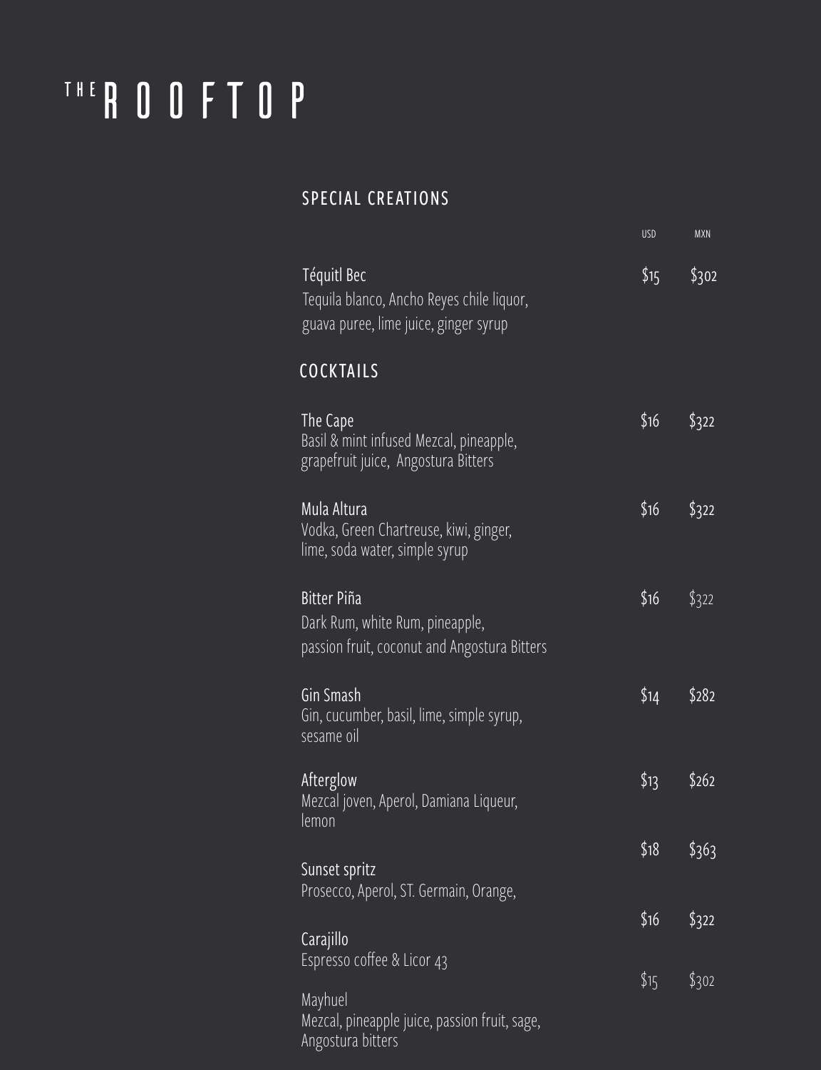# THE ROOFTOP

## SPECIAL CREATIONS

| | USD | MXN |
|---|---|---|
| **Téquitl Bec**<br>Tequila blanco, Ancho Reyes chile liquor, guava puree, lime juice, ginger syrup | $15 | $302 |

## COCKTAILS

| | USD | MXN |
|---|---|---|
| **The Cape**<br>Basil & mint infused Mezcal, pineapple, grapefruit juice, Angostura Bitters | $16 | $322 |
| **Mula Altura**<br>Vodka, Green Chartreuse, kiwi, ginger, lime, soda water, simple syrup | $16 | $322 |
| **Bitter Piña**<br>Dark Rum, white Rum, pineapple, passion fruit, coconut and Angostura Bitters | $16 | $322 |
| **Gin Smash**<br>Gin, cucumber, basil, lime, simple syrup, sesame oil | $14 | $282 |
| **Afterglow**<br>Mezcal joven, Aperol, Damiana Liqueur, lemon | $13 | $262 |
| **Sunset spritz**<br>Prosecco, Aperol, ST. Germain, Orange, | $18 | $363 |
| **Carajillo**<br>Espresso coffee & Licor 43 | $16 | $322 |
| **Mayhuel**<br>Mezcal, pineapple juice, passion fruit, sage, Angostura bitters | $15 | $302 |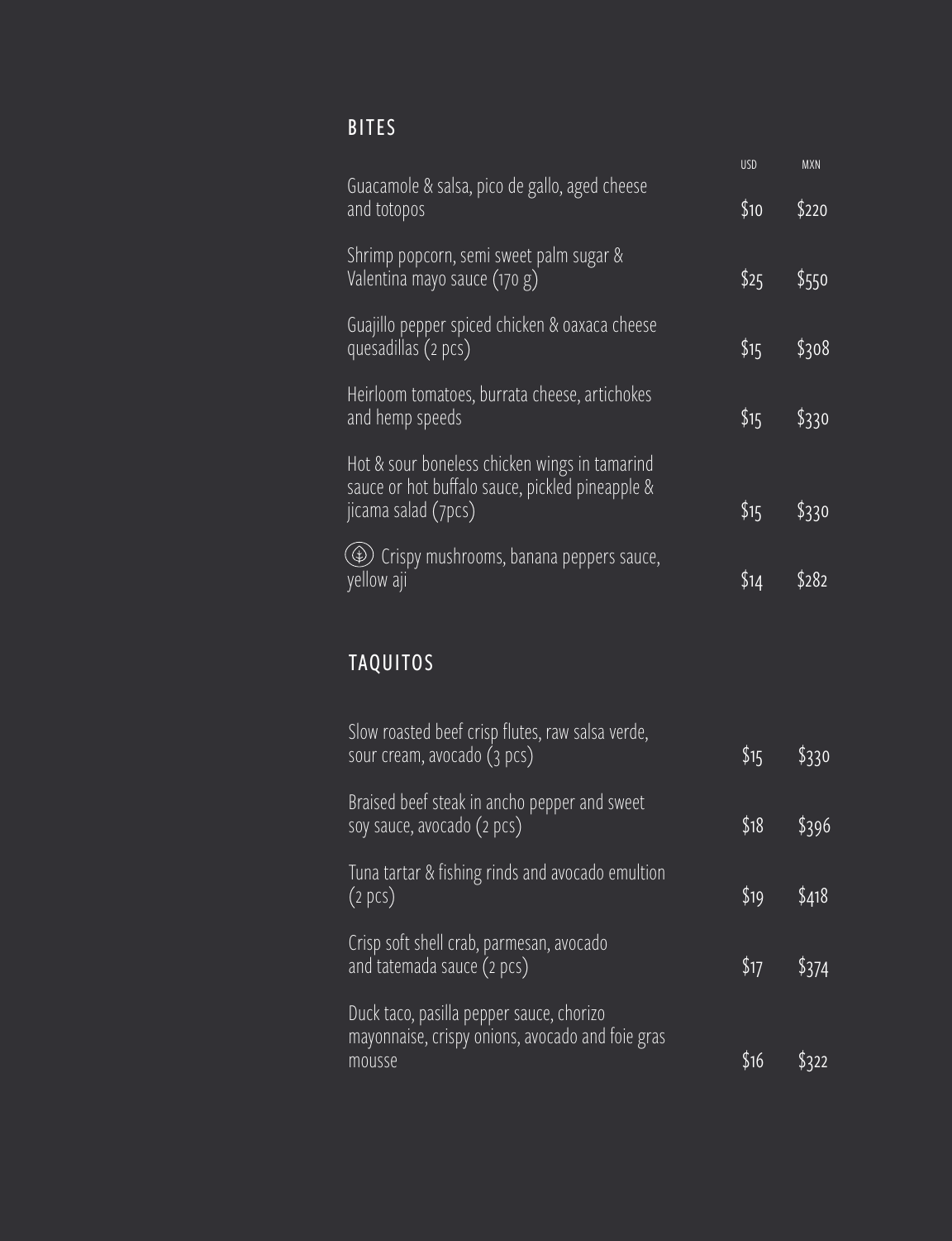## BITES

| | USD | MXN |
|---|---|---|
| Guacamole & salsa, pico de gallo, aged cheese and totopos | $10 | $220 |
| Shrimp popcorn, semi sweet palm sugar & Valentina mayo sauce (170 g) | $25 | $550 |
| Guajillo pepper spiced chicken & oaxaca cheese quesadillas (2 pcs) | $15 | $308 |
| Heirloom tomatoes, burrata cheese, artichokes and hemp speeds | $15 | $330 |
| Hot & sour boneless chicken wings in tamarind sauce or hot buffalo sauce, pickled pineapple & jicama salad (7pcs) | $15 | $330 |
| Crispy mushrooms, banana peppers sauce, yellow aji | $14 | $282 |

## TAQUITOS

| | USD | MXN |
|---|---|---|
| Slow roasted beef crisp flutes, raw salsa verde, sour cream, avocado (3 pcs) | $15 | $330 |
| Braised beef steak in ancho pepper and sweet soy sauce, avocado (2 pcs) | $18 | $396 |
| Tuna tartar & fishing rinds and avocado emultion (2 pcs) | $19 | $418 |
| Crisp soft shell crab, parmesan, avocado and tatemada sauce (2 pcs) | $17 | $374 |
| Duck taco, pasilla pepper sauce, chorizo mayonnaise, crispy onions, avocado and foie gras mousse | $16 | $322 |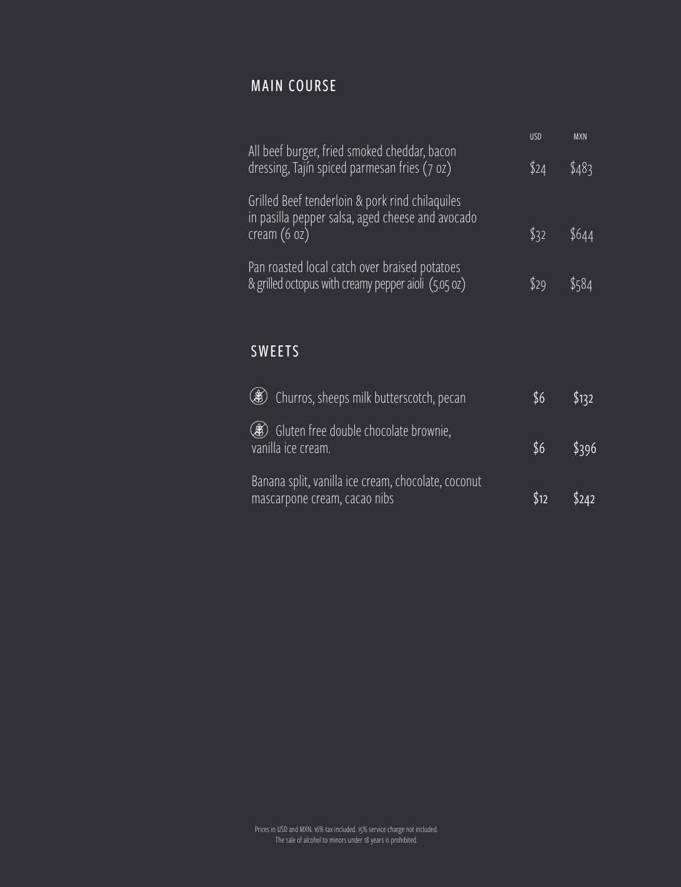## MAIN COURSE

| | USD | MXN |
|---|---|---|
| All beef burger, fried smoked cheddar, bacon dressing, Tajín spiced parmesan fries (7 oz) | $24 | $483 |
| Grilled Beef tenderloin & pork rind chilaquiles in pasilla pepper salsa, aged cheese and avocado cream (6 oz) | $32 | $644 |
| Pan roasted local catch over braised potatoes & grilled octopus with creamy pepper aioli (5.05 oz) | $29 | $584 |

## SWEETS

| | | |
|---|---|---|
| Churros, sheeps milk butterscotch, pecan | $6 | $132 |
| Gluten free double chocolate brownie, vanilla ice cream. | $6 | $396 |
| Banana split, vanilla ice cream, chocolate, coconut mascarpone cream, cacao nibs | $12 | $242 |

Prices in USD and MXN. 16% tax included. 15% service charge not included.
The sale of alcohol to minors under 18 years is prohibited.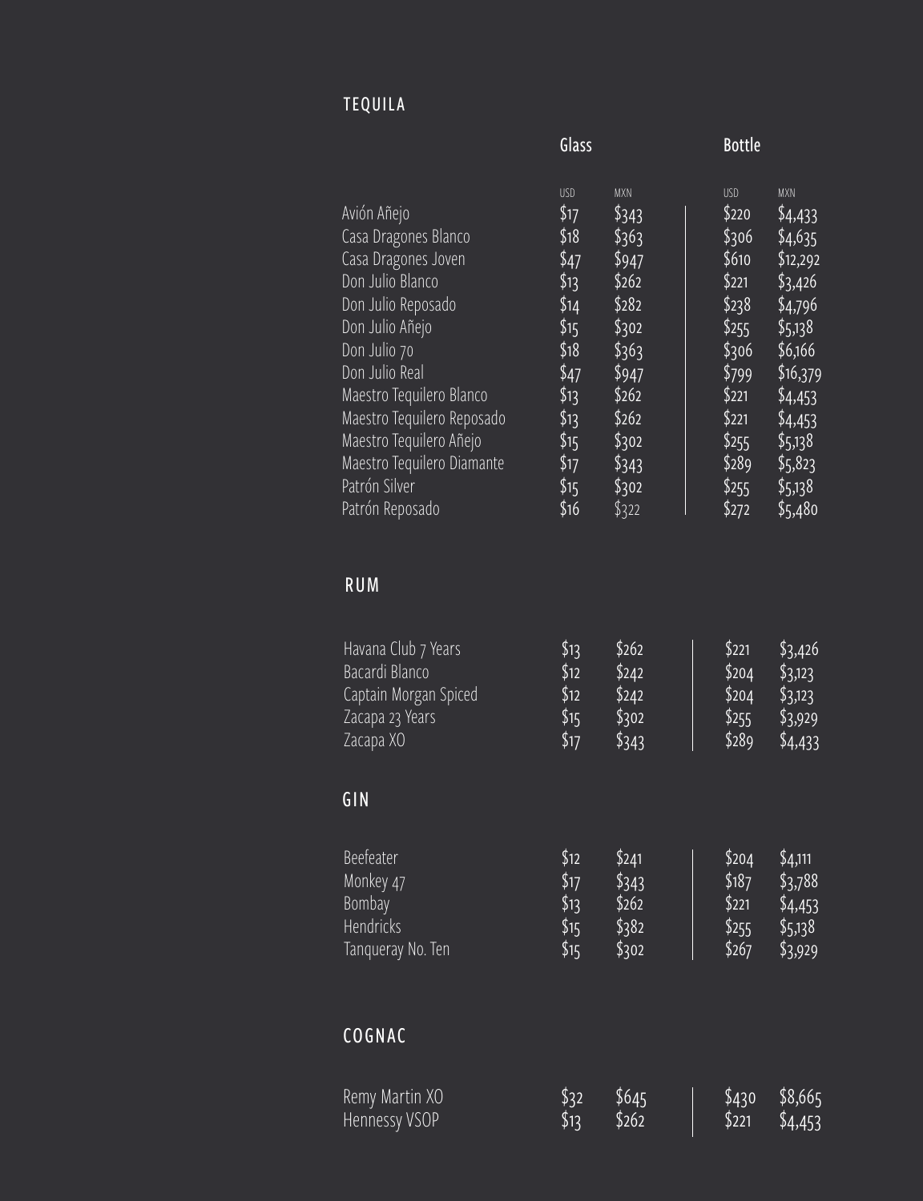## TEQUILA

| | Glass | | Bottle | |
|---|---|---|---|---|
| | USD | MXN | USD | MXN |
| Avión Añejo | $17 | $343 | $220 | $4,433 |
| Casa Dragones Blanco | $18 | $363 | $306 | $4,635 |
| Casa Dragones Joven | $47 | $947 | $610 | $12,292 |
| Don Julio Blanco | $13 | $262 | $221 | $3,426 |
| Don Julio Reposado | $14 | $282 | $238 | $4,796 |
| Don Julio Añejo | $15 | $302 | $255 | $5,138 |
| Don Julio 70 | $18 | $363 | $306 | $6,166 |
| Don Julio Real | $47 | $947 | $799 | $16,379 |
| Maestro Tequilero Blanco | $13 | $262 | $221 | $4,453 |
| Maestro Tequilero Reposado | $13 | $262 | $221 | $4,453 |
| Maestro Tequilero Añejo | $15 | $302 | $255 | $5,138 |
| Maestro Tequilero Diamante | $17 | $343 | $289 | $5,823 |
| Patrón Silver | $15 | $302 | $255 | $5,138 |
| Patrón Reposado | $16 | $322 | $272 | $5,480 |

## RUM

| | | | | |
|---|---|---|---|---|
| Havana Club 7 Years | $13 | $262 | $221 | $3,426 |
| Bacardi Blanco | $12 | $242 | $204 | $3,123 |
| Captain Morgan Spiced | $12 | $242 | $204 | $3,123 |
| Zacapa 23 Years | $15 | $302 | $255 | $3,929 |
| Zacapa XO | $17 | $343 | $289 | $4,433 |

## GIN

| | | | | |
|---|---|---|---|---|
| Beefeater | $12 | $241 | $204 | $4,111 |
| Monkey 47 | $17 | $343 | $187 | $3,788 |
| Bombay | $13 | $262 | $221 | $4,453 |
| Hendricks | $15 | $382 | $255 | $5,138 |
| Tanqueray No. Ten | $15 | $302 | $267 | $3,929 |

## COGNAC

| | | | | |
|---|---|---|---|---|
| Remy Martin XO | $32 | $645 | $430 | $8,665 |
| Hennessy VSOP | $13 | $262 | $221 | $4,453 |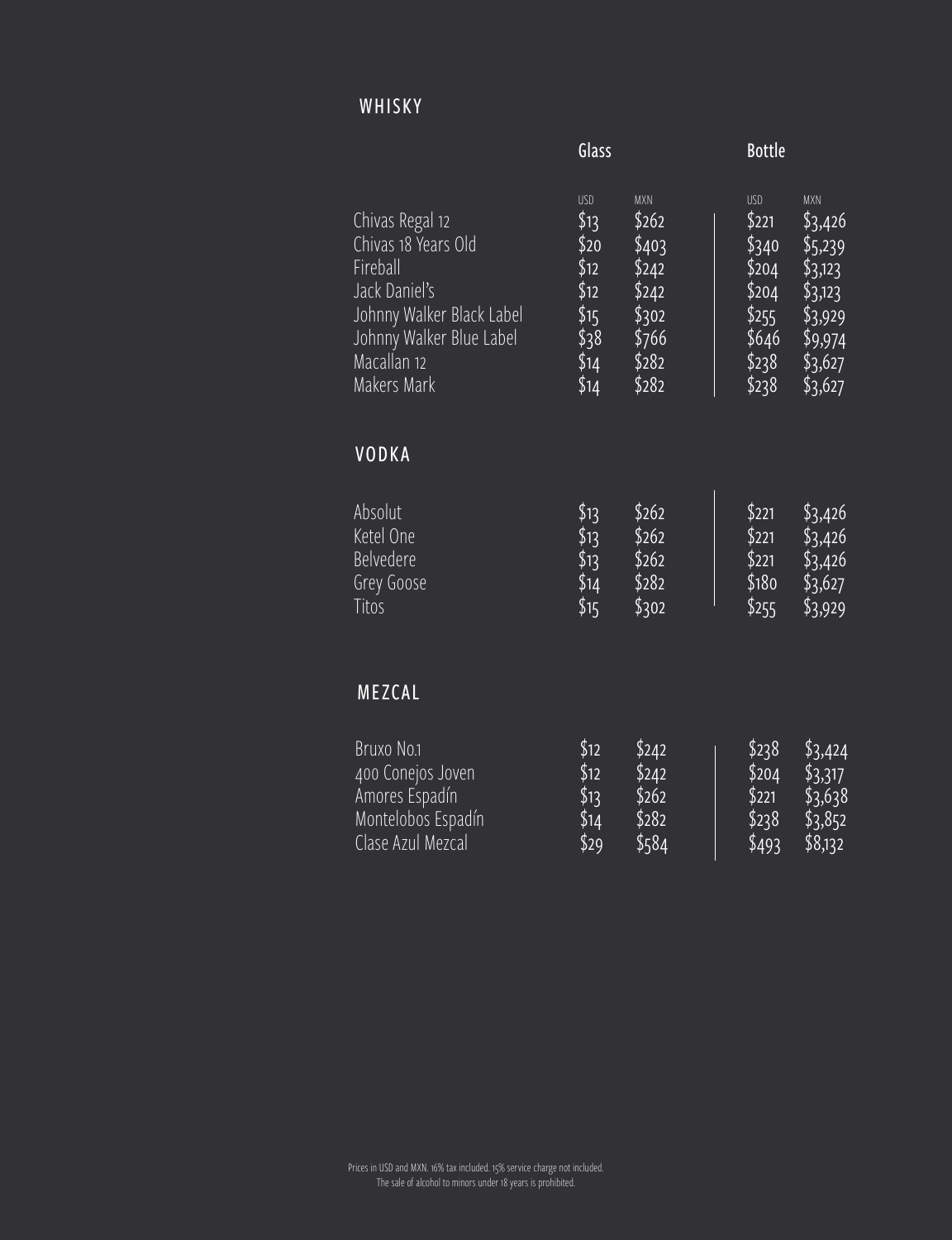## WHISKY

| | Glass | | Bottle | |
|---|---|---|---|---|
| | USD | MXN | USD | MXN |
| Chivas Regal 12 | $13 | $262 | $221 | $3,426 |
| Chivas 18 Years Old | $20 | $403 | $340 | $5,239 |
| Fireball | $12 | $242 | $204 | $3,123 |
| Jack Daniel's | $12 | $242 | $204 | $3,123 |
| Johnny Walker Black Label | $15 | $302 | $255 | $3,929 |
| Johnny Walker Blue Label | $38 | $766 | $646 | $9,974 |
| Macallan 12 | $14 | $282 | $238 | $3,627 |
| Makers Mark | $14 | $282 | $238 | $3,627 |

## VODKA

| | | | | |
|---|---|---|---|---|
| Absolut | $13 | $262 | $221 | $3,426 |
| Ketel One | $13 | $262 | $221 | $3,426 |
| Belvedere | $13 | $262 | $221 | $3,426 |
| Grey Goose | $14 | $282 | $180 | $3,627 |
| Titos | $15 | $302 | $255 | $3,929 |

## MEZCAL

| | | | | |
|---|---|---|---|---|
| Bruxo No.1 | $12 | $242 | $238 | $3,424 |
| 400 Conejos Joven | $12 | $242 | $204 | $3,317 |
| Amores Espadín | $13 | $262 | $221 | $3,638 |
| Montelobos Espadín | $14 | $282 | $238 | $3,852 |
| Clase Azul Mezcal | $29 | $584 | $493 | $8,132 |

Prices in USD and MXN. 16% tax included. 15% service charge not included.
The sale of alcohol to minors under 18 years is prohibited.